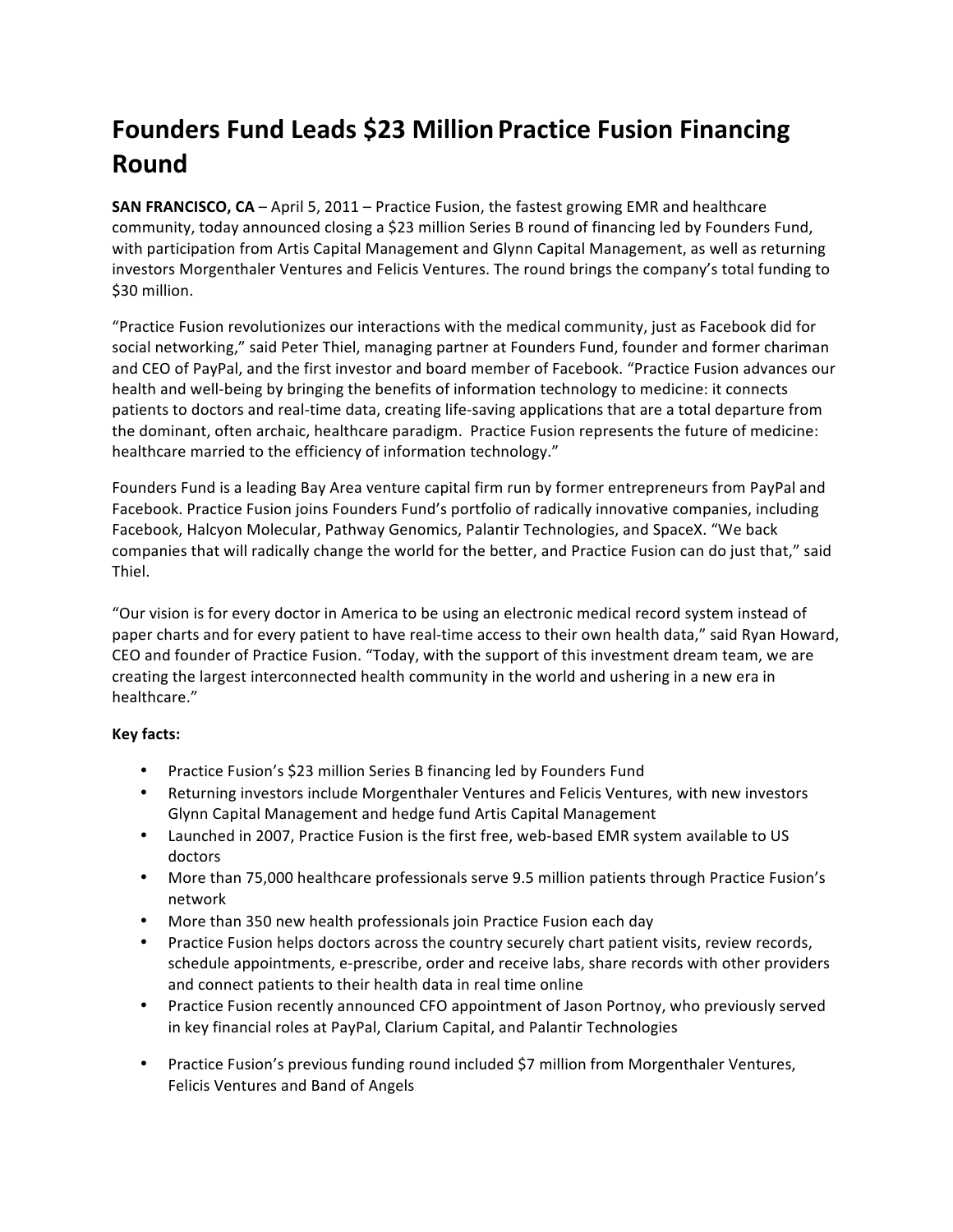# Founders Fund Leads $23 Million Practice Fusion Financing Round

**SAN FRANCISCO, CA** – April 5, 2011 – Practice Fusion, the fastest growing EMR and healthcare community, today announced closing a $23 million Series B round of financing led by Founders Fund, with participation from Artis Capital Management and Glynn Capital Management, as well as returning investors Morgenthaler Ventures and Felicis Ventures. The round brings the company's total funding to $30 million.

"Practice Fusion revolutionizes our interactions with the medical community, just as Facebook did for social networking," said Peter Thiel, managing partner at Founders Fund, founder and former chariman and CEO of PayPal, and the first investor and board member of Facebook. "Practice Fusion advances our health and well-being by bringing the benefits of information technology to medicine: it connects patients to doctors and real-time data, creating life-saving applications that are a total departure from the dominant, often archaic, healthcare paradigm. Practice Fusion represents the future of medicine: healthcare married to the efficiency of information technology."

Founders Fund is a leading Bay Area venture capital firm run by former entrepreneurs from PayPal and Facebook. Practice Fusion joins Founders Fund's portfolio of radically innovative companies, including Facebook, Halcyon Molecular, Pathway Genomics, Palantir Technologies, and SpaceX. "We back companies that will radically change the world for the better, and Practice Fusion can do just that," said Thiel.

"Our vision is for every doctor in America to be using an electronic medical record system instead of paper charts and for every patient to have real-time access to their own health data," said Ryan Howard, CEO and founder of Practice Fusion. "Today, with the support of this investment dream team, we are creating the largest interconnected health community in the world and ushering in a new era in healthcare."

**Key facts:**

- Practice Fusion's $23 million Series B financing led by Founders Fund
- Returning investors include Morgenthaler Ventures and Felicis Ventures, with new investors Glynn Capital Management and hedge fund Artis Capital Management
- Launched in 2007, Practice Fusion is the first free, web-based EMR system available to US doctors
- More than 75,000 healthcare professionals serve 9.5 million patients through Practice Fusion's network
- More than 350 new health professionals join Practice Fusion each day
- Practice Fusion helps doctors across the country securely chart patient visits, review records, schedule appointments, e-prescribe, order and receive labs, share records with other providers and connect patients to their health data in real time online
- Practice Fusion recently announced CFO appointment of Jason Portnoy, who previously served in key financial roles at PayPal, Clarium Capital, and Palantir Technologies
- Practice Fusion's previous funding round included $7 million from Morgenthaler Ventures, Felicis Ventures and Band of Angels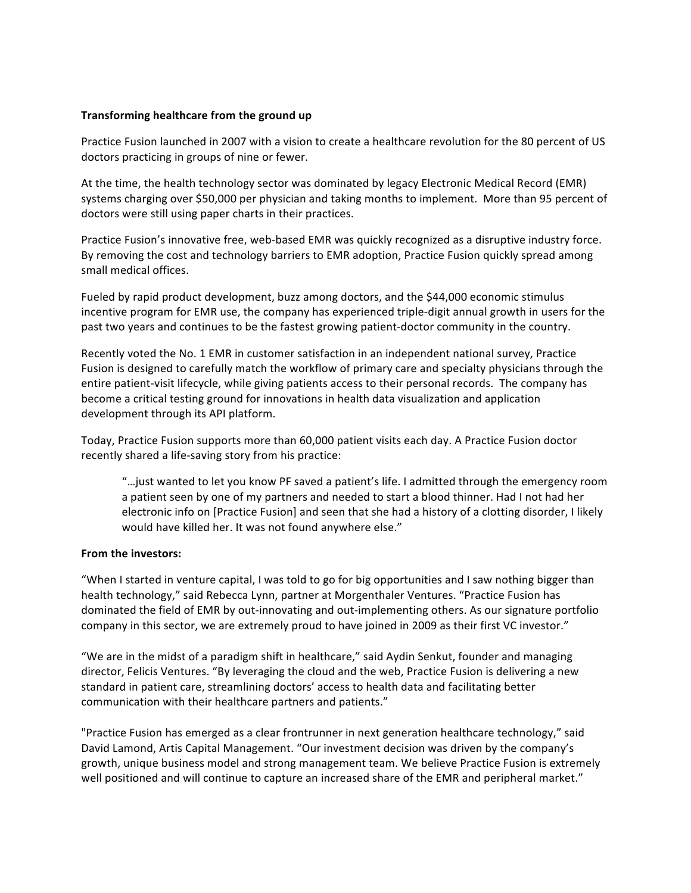**Transforming healthcare from the ground up**

Practice Fusion launched in 2007 with a vision to create a healthcare revolution for the 80 percent of US doctors practicing in groups of nine or fewer.

At the time, the health technology sector was dominated by legacy Electronic Medical Record (EMR) systems charging over $50,000 per physician and taking months to implement. More than 95 percent of doctors were still using paper charts in their practices.

Practice Fusion's innovative free, web-based EMR was quickly recognized as a disruptive industry force. By removing the cost and technology barriers to EMR adoption, Practice Fusion quickly spread among small medical offices.

Fueled by rapid product development, buzz among doctors, and the $44,000 economic stimulus incentive program for EMR use, the company has experienced triple-digit annual growth in users for the past two years and continues to be the fastest growing patient-doctor community in the country.

Recently voted the No. 1 EMR in customer satisfaction in an independent national survey, Practice Fusion is designed to carefully match the workflow of primary care and specialty physicians through the entire patient-visit lifecycle, while giving patients access to their personal records. The company has become a critical testing ground for innovations in health data visualization and application development through its API platform.

Today, Practice Fusion supports more than 60,000 patient visits each day. A Practice Fusion doctor recently shared a life-saving story from his practice:

> "…just wanted to let you know PF saved a patient's life. I admitted through the emergency room a patient seen by one of my partners and needed to start a blood thinner. Had I not had her electronic info on [Practice Fusion] and seen that she had a history of a clotting disorder, I likely would have killed her. It was not found anywhere else."

**From the investors:**

"When I started in venture capital, I was told to go for big opportunities and I saw nothing bigger than health technology," said Rebecca Lynn, partner at Morgenthaler Ventures. "Practice Fusion has dominated the field of EMR by out-innovating and out-implementing others. As our signature portfolio company in this sector, we are extremely proud to have joined in 2009 as their first VC investor."

"We are in the midst of a paradigm shift in healthcare," said Aydin Senkut, founder and managing director, Felicis Ventures. "By leveraging the cloud and the web, Practice Fusion is delivering a new standard in patient care, streamlining doctors' access to health data and facilitating better communication with their healthcare partners and patients."

"Practice Fusion has emerged as a clear frontrunner in next generation healthcare technology," said David Lamond, Artis Capital Management. "Our investment decision was driven by the company's growth, unique business model and strong management team. We believe Practice Fusion is extremely well positioned and will continue to capture an increased share of the EMR and peripheral market."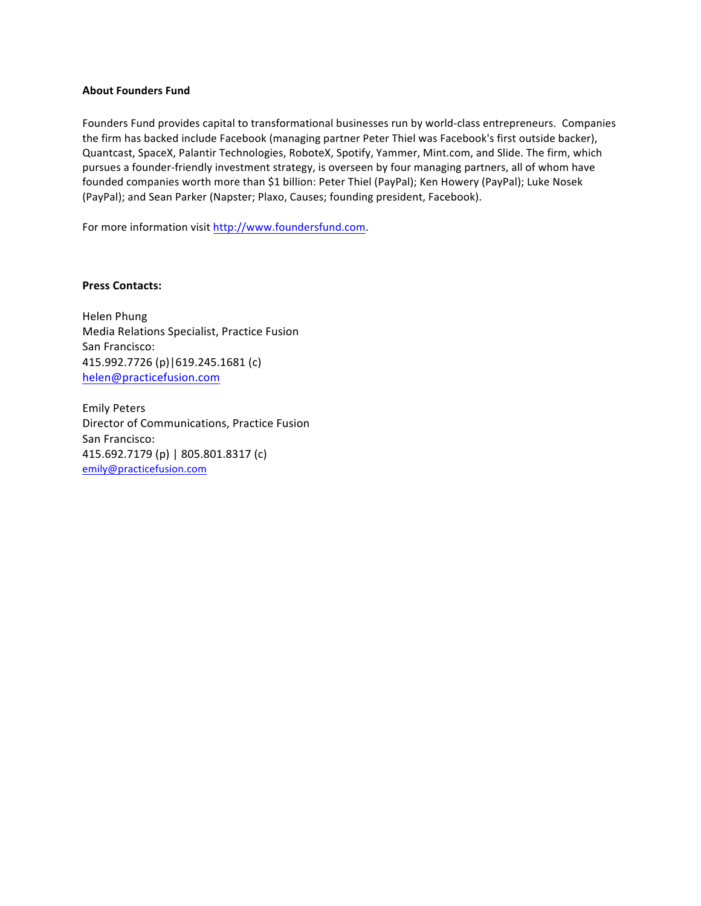**About Founders Fund**

Founders Fund provides capital to transformational businesses run by world-class entrepreneurs. Companies the firm has backed include Facebook (managing partner Peter Thiel was Facebook's first outside backer), Quantcast, SpaceX, Palantir Technologies, RoboteX, Spotify, Yammer, Mint.com, and Slide. The firm, which pursues a founder-friendly investment strategy, is overseen by four managing partners, all of whom have founded companies worth more than $1 billion: Peter Thiel (PayPal); Ken Howery (PayPal); Luke Nosek (PayPal); and Sean Parker (Napster; Plaxo, Causes; founding president, Facebook).

For more information visit http://www.foundersfund.com.

**Press Contacts:**

Helen Phung
Media Relations Specialist, Practice Fusion
San Francisco:
415.992.7726 (p)|619.245.1681 (c)
helen@practicefusion.com

Emily Peters
Director of Communications, Practice Fusion
San Francisco:
415.692.7179 (p) | 805.801.8317 (c)
emily@practicefusion.com